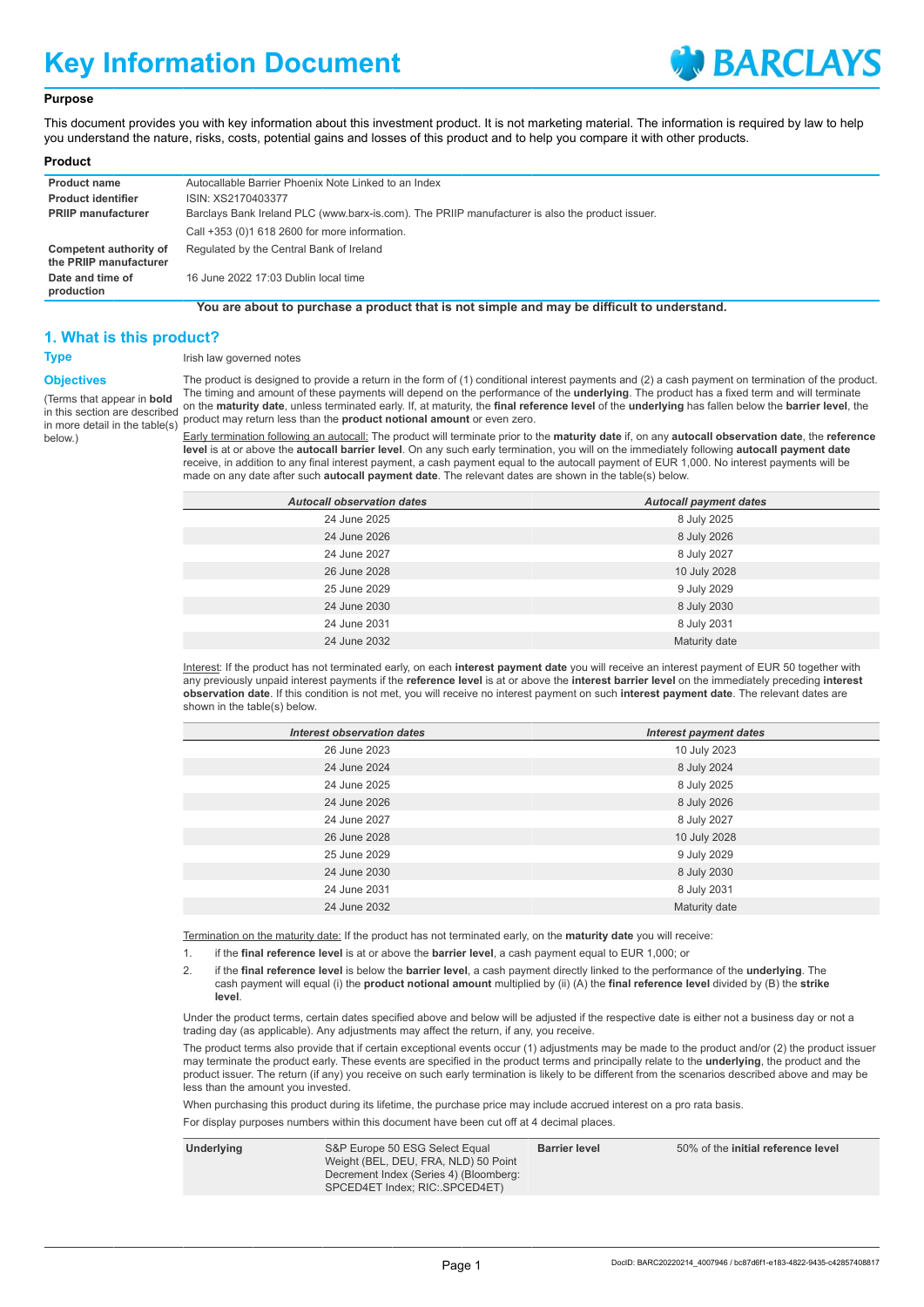# Key Information Document

BARCLAYS

**Purpose**

This document provides you with key information about this investment product. It is not marketing material. The information is required by law to help you understand the nature, risks, costs, potential gains and losses of this product and to help you compare it with other products.

**Product**

| | |
|---|---|
| **Product name** | Autocallable Barrier Phoenix Note Linked to an Index |
| **Product identifier** | ISIN: XS2170403377 |
| **PRIIP manufacturer** | Barclays Bank Ireland PLC (www.barx-is.com). The PRIIP manufacturer is also the product issuer. |
| | Call +353 (0)1 618 2600 for more information. |
| **Competent authority of the PRIIP manufacturer** | Regulated by the Central Bank of Ireland |
| **Date and time of production** | 16 June 2022 17:03 Dublin local time |

**You are about to purchase a product that is not simple and may be difficult to understand.**

## 1. What is this product?

**Type**

Irish law governed notes

**Objectives**

(Terms that appear in **bold** in this section are described in more detail in the table(s) below.)

The product is designed to provide a return in the form of (1) conditional interest payments and (2) a cash payment on termination of the product. The timing and amount of these payments will depend on the performance of the **underlying**. The product has a fixed term and will terminate on the **maturity date**, unless terminated early. If, at maturity, the **final reference level** of the **underlying** has fallen below the **barrier level**, the product may return less than the **product notional amount** or even zero.

Early termination following an autocall: The product will terminate prior to the **maturity date** if, on any **autocall observation date**, the **reference level** is at or above the **autocall barrier level**. On any such early termination, you will on the immediately following **autocall payment date** receive, in addition to any final interest payment, a cash payment equal to the autocall payment of EUR 1,000. No interest payments will be made on any date after such **autocall payment date**. The relevant dates are shown in the table(s) below.

| *Autocall observation dates* | *Autocall payment dates* |
|---|---|
| 24 June 2025 | 8 July 2025 |
| 24 June 2026 | 8 July 2026 |
| 24 June 2027 | 8 July 2027 |
| 26 June 2028 | 10 July 2028 |
| 25 June 2029 | 9 July 2029 |
| 24 June 2030 | 8 July 2030 |
| 24 June 2031 | 8 July 2031 |
| 24 June 2032 | Maturity date |

Interest: If the product has not terminated early, on each **interest payment date** you will receive an interest payment of EUR 50 together with any previously unpaid interest payments if the **reference level** is at or above the **interest barrier level** on the immediately preceding **interest observation date**. If this condition is not met, you will receive no interest payment on such **interest payment date**. The relevant dates are shown in the table(s) below.

| *Interest observation dates* | *Interest payment dates* |
|---|---|
| 26 June 2023 | 10 July 2023 |
| 24 June 2024 | 8 July 2024 |
| 24 June 2025 | 8 July 2025 |
| 24 June 2026 | 8 July 2026 |
| 24 June 2027 | 8 July 2027 |
| 26 June 2028 | 10 July 2028 |
| 25 June 2029 | 9 July 2029 |
| 24 June 2030 | 8 July 2030 |
| 24 June 2031 | 8 July 2031 |
| 24 June 2032 | Maturity date |

Termination on the maturity date: If the product has not terminated early, on the **maturity date** you will receive:

1. if the **final reference level** is at or above the **barrier level**, a cash payment equal to EUR 1,000; or
2. if the **final reference level** is below the **barrier level**, a cash payment directly linked to the performance of the **underlying**. The cash payment will equal (i) the **product notional amount** multiplied by (ii) (A) the **final reference level** divided by (B) the **strike level**.

Under the product terms, certain dates specified above and below will be adjusted if the respective date is either not a business day or not a trading day (as applicable). Any adjustments may affect the return, if any, you receive.

The product terms also provide that if certain exceptional events occur (1) adjustments may be made to the product and/or (2) the product issuer may terminate the product early. These events are specified in the product terms and principally relate to the **underlying**, the product and the product issuer. The return (if any) you receive on such early termination is likely to be different from the scenarios described above and may be less than the amount you invested.

When purchasing this product during its lifetime, the purchase price may include accrued interest on a pro rata basis.

For display purposes numbers within this document have been cut off at 4 decimal places.

| | | | |
|---|---|---|---|
| **Underlying** | S&P Europe 50 ESG Select Equal Weight (BEL, DEU, FRA, NLD) 50 Point Decrement Index (Series 4) (Bloomberg: SPCED4ET Index; RIC:.SPCED4ET) | **Barrier level** | 50% of the **initial reference level** |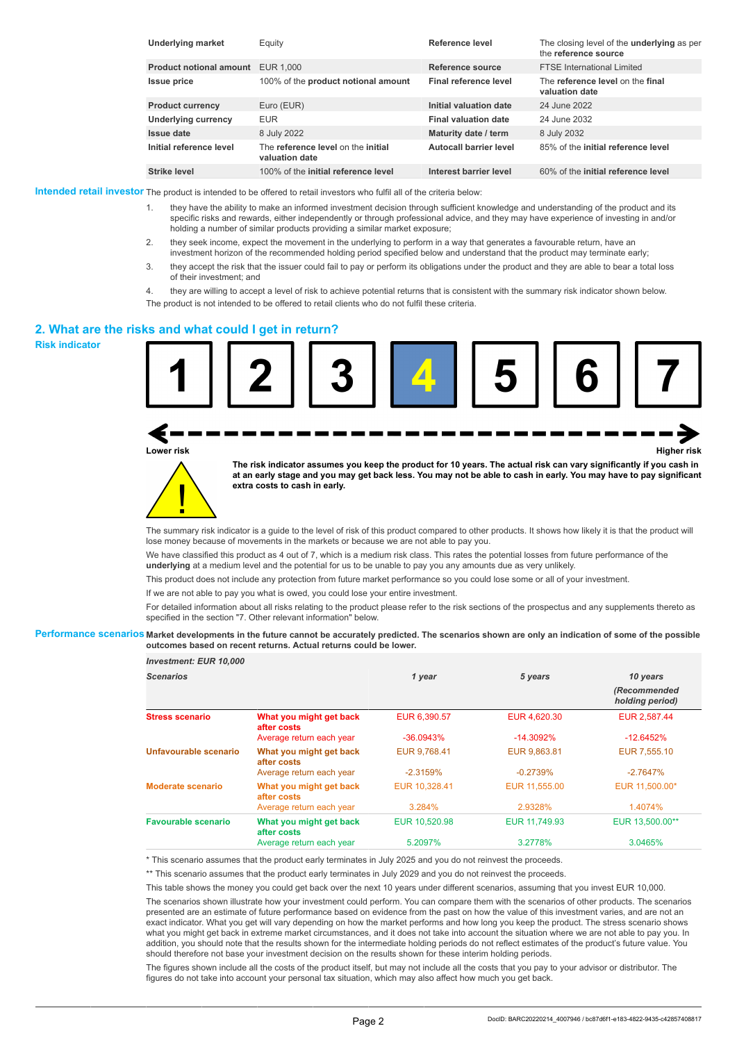| | | | |
|---|---|---|---|
| **Underlying market** | Equity | **Reference level** | The closing level of the **underlying** as per the **reference source** |
| **Product notional amount** | EUR 1,000 | **Reference source** | FTSE International Limited |
| **Issue price** | 100% of the **product notional amount** | **Final reference level** | The **reference level** on the **final valuation date** |
| **Product currency** | Euro (EUR) | **Initial valuation date** | 24 June 2022 |
| **Underlying currency** | EUR | **Final valuation date** | 24 June 2032 |
| **Issue date** | 8 July 2022 | **Maturity date / term** | 8 July 2032 |
| **Initial reference level** | The **reference level** on the **initial valuation date** | **Autocall barrier level** | 85% of the **initial reference level** |
| **Strike level** | 100% of the **initial reference level** | **Interest barrier level** | 60% of the **initial reference level** |

**Intended retail investor** The product is intended to be offered to retail investors who fulfil all of the criteria below:

1. they have the ability to make an informed investment decision through sufficient knowledge and understanding of the product and its specific risks and rewards, either independently or through professional advice, and they may have experience of investing in and/or holding a number of similar products providing a similar market exposure;
2. they seek income, expect the movement in the underlying to perform in a way that generates a favourable return, have an investment horizon of the recommended holding period specified below and understand that the product may terminate early;
3. they accept the risk that the issuer could fail to pay or perform its obligations under the product and they are able to bear a total loss of their investment; and
4. they are willing to accept a level of risk to achieve potential returns that is consistent with the summary risk indicator shown below.

The product is not intended to be offered to retail clients who do not fulfil these criteria.

## 2. What are the risks and what could I get in return?

### Risk indicator

1 | 2 | 3 | **4** | 5 | 6 | 7

Lower risk ← → Higher risk

**The risk indicator assumes you keep the product for 10 years. The actual risk can vary significantly if you cash in at an early stage and you may get back less. You may not be able to cash in early. You may have to pay significant extra costs to cash in early.**

The summary risk indicator is a guide to the level of risk of this product compared to other products. It shows how likely it is that the product will lose money because of movements in the markets or because we are not able to pay you.

We have classified this product as 4 out of 7, which is a medium risk class. This rates the potential losses from future performance of the **underlying** at a medium level and the potential for us to be unable to pay you any amounts due as very unlikely.

This product does not include any protection from future market performance so you could lose some or all of your investment.

If we are not able to pay you what is owed, you could lose your entire investment.

For detailed information about all risks relating to the product please refer to the risk sections of the prospectus and any supplements thereto as specified in the section "7. Other relevant information" below.

### Performance scenarios

**Market developments in the future cannot be accurately predicted. The scenarios shown are only an indication of some of the possible outcomes based on recent returns. Actual returns could be lower.**

| *Investment: EUR 10,000* | | | | |
|---|---|---|---|---|
| ***Scenarios*** | | ***1 year*** | ***5 years*** | ***10 years (Recommended holding period)*** |
| **Stress scenario** | **What you might get back after costs** | EUR 6,390.57 | EUR 4,620.30 | EUR 2,587.44 |
| | Average return each year | -36.0943% | -14.3092% | -12.6452% |
| **Unfavourable scenario** | **What you might get back after costs** | EUR 9,768.41 | EUR 9,863.81 | EUR 7,555.10 |
| | Average return each year | -2.3159% | -0.2739% | -2.7647% |
| **Moderate scenario** | **What you might get back after costs** | EUR 10,328.41 | EUR 11,555.00 | EUR 11,500.00* |
| | Average return each year | 3.284% | 2.9328% | 1.4074% |
| **Favourable scenario** | **What you might get back after costs** | EUR 10,520.98 | EUR 11,749.93 | EUR 13,500.00** |
| | Average return each year | 5.2097% | 3.2778% | 3.0465% |

\* This scenario assumes that the product early terminates in July 2025 and you do not reinvest the proceeds.

\** This scenario assumes that the product early terminates in July 2029 and you do not reinvest the proceeds.

This table shows the money you could get back over the next 10 years under different scenarios, assuming that you invest EUR 10,000.

The scenarios shown illustrate how your investment could perform. You can compare them with the scenarios of other products. The scenarios presented are an estimate of future performance based on evidence from the past on how the value of this investment varies, and are not an exact indicator. What you get will vary depending on how the market performs and how long you keep the product. The stress scenario shows what you might get back in extreme market circumstances, and it does not take into account the situation where we are not able to pay you. In addition, you should note that the results shown for the intermediate holding periods do not reflect estimates of the product's future value. You should therefore not base your investment decision on the results shown for these interim holding periods.

The figures shown include all the costs of the product itself, but may not include all the costs that you pay to your advisor or distributor. The figures do not take into account your personal tax situation, which may also affect how much you get back.

DocID: BARC20220214_4007946 / bc87d6f1-e183-4822-9435-c42857408817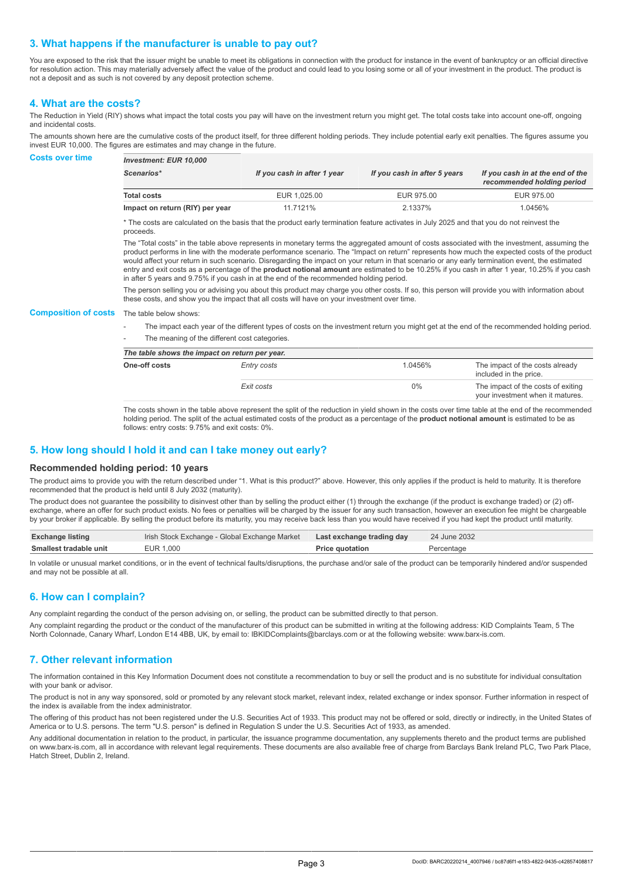## 3. What happens if the manufacturer is unable to pay out?

You are exposed to the risk that the issuer might be unable to meet its obligations in connection with the product for instance in the event of bankruptcy or an official directive for resolution action. This may materially adversely affect the value of the product and could lead to you losing some or all of your investment in the product. The product is not a deposit and as such is not covered by any deposit protection scheme.

## 4. What are the costs?

The Reduction in Yield (RIY) shows what impact the total costs you pay will have on the investment return you might get. The total costs take into account one-off, ongoing and incidental costs.

The amounts shown here are the cumulative costs of the product itself, for three different holding periods. They include potential early exit penalties. The figures assume you invest EUR 10,000. The figures are estimates and may change in the future.

### Costs over time

| *Investment: EUR 10,000* | | | |
|---|---|---|---|
| ***Scenarios**** | ***If you cash in after 1 year*** | ***If you cash in after 5 years*** | ***If you cash in at the end of the recommended holding period*** |
| **Total costs** | EUR 1,025.00 | EUR 975.00 | EUR 975.00 |
| **Impact on return (RIY) per year** | 11.7121% | 2.1337% | 1.0456% |

\* The costs are calculated on the basis that the product early termination feature activates in July 2025 and that you do not reinvest the proceeds.

The "Total costs" in the table above represents in monetary terms the aggregated amount of costs associated with the investment, assuming the product performs in line with the moderate performance scenario. The "Impact on return" represents how much the expected costs of the product would affect your return in such scenario. Disregarding the impact on your return in that scenario or any early termination event, the estimated entry and exit costs as a percentage of the **product notional amount** are estimated to be 10.25% if you cash in after 1 year, 10.25% if you cash in after 5 years and 9.75% if you cash in at the end of the recommended holding period.

The person selling you or advising you about this product may charge you other costs. If so, this person will provide you with information about these costs, and show you the impact that all costs will have on your investment over time.

### Composition of costs

The table below shows:

- The impact each year of the different types of costs on the investment return you might get at the end of the recommended holding period.
- The meaning of the different cost categories.

| *The table shows the impact on return per year.* | | | |
|---|---|---|---|
| **One-off costs** | *Entry costs* | 1.0456% | The impact of the costs already included in the price. |
| | *Exit costs* | 0% | The impact of the costs of exiting your investment when it matures. |

The costs shown in the table above represent the split of the reduction in yield shown in the costs over time table at the end of the recommended holding period. The split of the actual estimated costs of the product as a percentage of the **product notional amount** is estimated to be as follows: entry costs: 9.75% and exit costs: 0%.

## 5. How long should I hold it and can I take money out early?

### Recommended holding period: 10 years

The product aims to provide you with the return described under "1. What is this product?" above. However, this only applies if the product is held to maturity. It is therefore recommended that the product is held until 8 July 2032 (maturity).

The product does not guarantee the possibility to disinvest other than by selling the product either (1) through the exchange (if the product is exchange traded) or (2) off-exchange, where an offer for such product exists. No fees or penalties will be charged by the issuer for any such transaction, however an execution fee might be chargeable by your broker if applicable. By selling the product before its maturity, you may receive back less than you would have received if you had kept the product until maturity.

| | | | |
|---|---|---|---|
| **Exchange listing** | Irish Stock Exchange - Global Exchange Market | **Last exchange trading day** | 24 June 2032 |
| **Smallest tradable unit** | EUR 1,000 | **Price quotation** | Percentage |

In volatile or unusual market conditions, or in the event of technical faults/disruptions, the purchase and/or sale of the product can be temporarily hindered and/or suspended and may not be possible at all.

## 6. How can I complain?

Any complaint regarding the conduct of the person advising on, or selling, the product can be submitted directly to that person.

Any complaint regarding the product or the conduct of the manufacturer of this product can be submitted in writing at the following address: KID Complaints Team, 5 The North Colonnade, Canary Wharf, London E14 4BB, UK, by email to: IBKIDComplaints@barclays.com or at the following website: www.barx-is.com.

## 7. Other relevant information

The information contained in this Key Information Document does not constitute a recommendation to buy or sell the product and is no substitute for individual consultation with your bank or advisor.

The product is not in any way sponsored, sold or promoted by any relevant stock market, relevant index, related exchange or index sponsor. Further information in respect of the index is available from the index administrator.

The offering of this product has not been registered under the U.S. Securities Act of 1933. This product may not be offered or sold, directly or indirectly, in the United States of America or to U.S. persons. The term "U.S. person" is defined in Regulation S under the U.S. Securities Act of 1933, as amended.

Any additional documentation in relation to the product, in particular, the issuance programme documentation, any supplements thereto and the product terms are published on www.barx-is.com, all in accordance with relevant legal requirements. These documents are also available free of charge from Barclays Bank Ireland PLC, Two Park Place, Hatch Street, Dublin 2, Ireland.